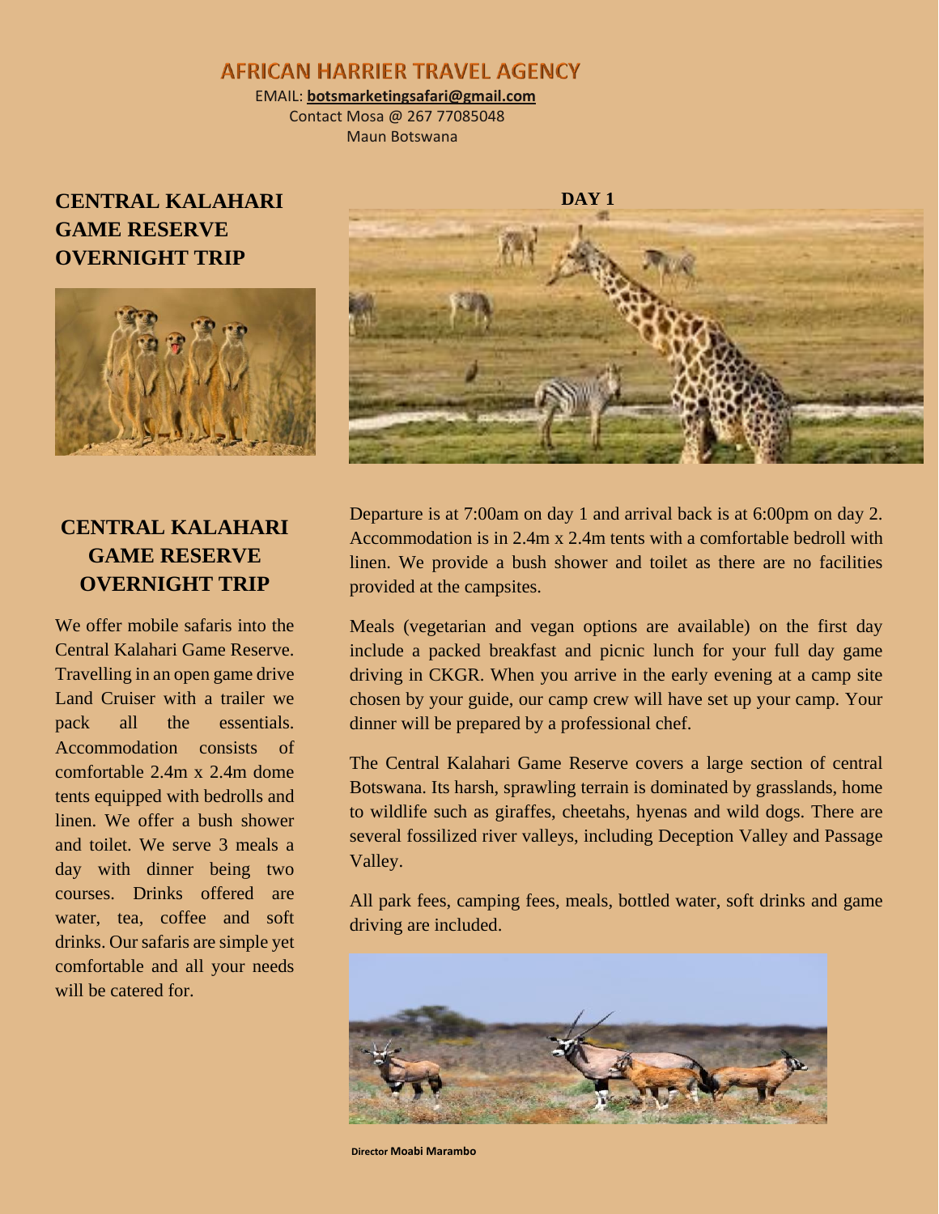# AFRICAN HARRIER TRAVEL AGENCY

EMAIL: **botsmarketingsafari@gmail.com**
Contact Mosa @ 267 77085048
Maun Botswana

## CENTRAL KALAHARI GAME RESERVE OVERNIGHT TRIP

## CENTRAL KALAHARI GAME RESERVE OVERNIGHT TRIP

We offer mobile safaris into the Central Kalahari Game Reserve. Travelling in an open game drive Land Cruiser with a trailer we pack all the essentials. Accommodation consists of comfortable 2.4m x 2.4m dome tents equipped with bedrolls and linen. We offer a bush shower and toilet. We serve 3 meals a day with dinner being two courses. Drinks offered are water, tea, coffee and soft drinks. Our safaris are simple yet comfortable and all your needs will be catered for.

**DAY 1**

Departure is at 7:00am on day 1 and arrival back is at 6:00pm on day 2. Accommodation is in 2.4m x 2.4m tents with a comfortable bedroll with linen. We provide a bush shower and toilet as there are no facilities provided at the campsites.

Meals (vegetarian and vegan options are available) on the first day include a packed breakfast and picnic lunch for your full day game driving in CKGR. When you arrive in the early evening at a camp site chosen by your guide, our camp crew will have set up your camp. Your dinner will be prepared by a professional chef.

The Central Kalahari Game Reserve covers a large section of central Botswana. Its harsh, sprawling terrain is dominated by grasslands, home to wildlife such as giraffes, cheetahs, hyenas and wild dogs. There are several fossilized river valleys, including Deception Valley and Passage Valley.

All park fees, camping fees, meals, bottled water, soft drinks and game driving are included.

Director **Moabi Marambo**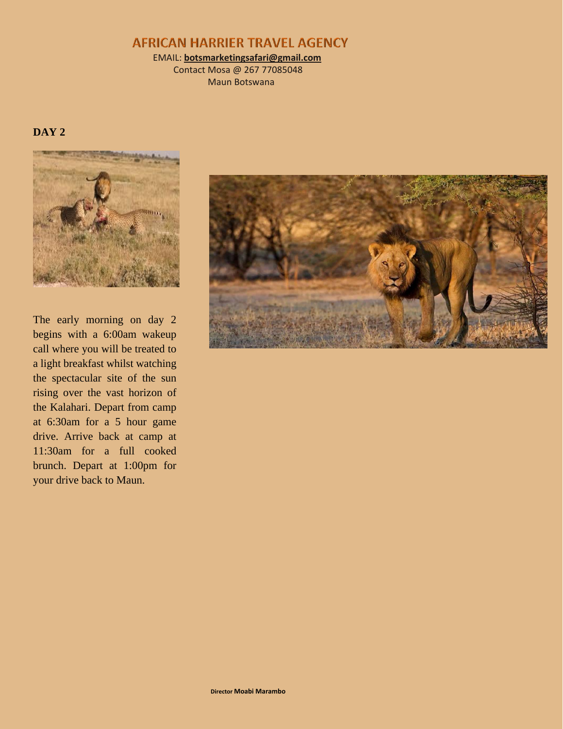## AFRICAN HARRIER TRAVEL AGENCY

EMAIL: **botsmarketingsafari@gmail.com**
Contact Mosa @ 267 77085048
Maun Botswana

**DAY 2**

The early morning on day 2 begins with a 6:00am wakeup call where you will be treated to a light breakfast whilst watching the spectacular site of the sun rising over the vast horizon of the Kalahari. Depart from camp at 6:30am for a 5 hour game drive. Arrive back at camp at 11:30am for a full cooked brunch. Depart at 1:00pm for your drive back to Maun.

Director **Moabi Marambo**